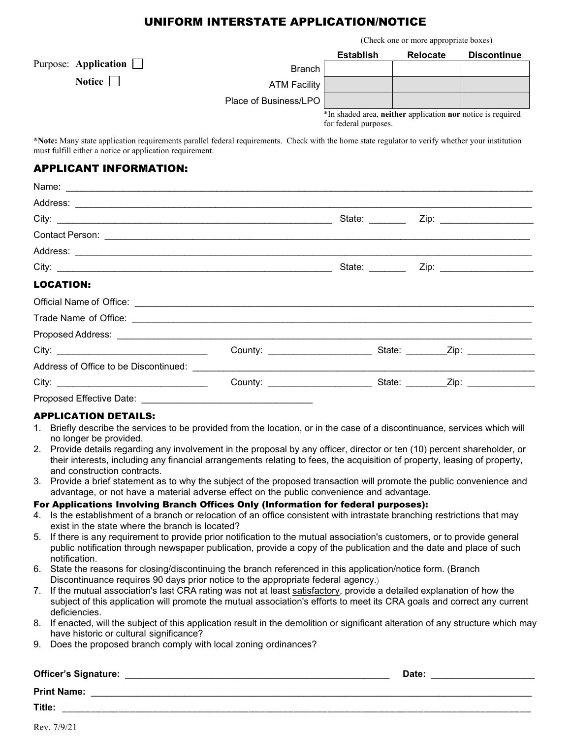# UNIFORM INTERSTATE APPLICATION/NOTICE

(Check one or more appropriate boxes)

Purpose: **Application** ☐

**Notice** ☐

| | Establish | Relocate | Discontinue |
|---|---|---|---|
| Branch | | | |
| ATM Facility | | | |
| Place of Business/LPO | | | |

*In shaded area, **neither** application **nor** notice is required for federal purposes.

***Note:** Many state application requirements parallel federal requirements. Check with the home state regulator to verify whether your institution must fulfill either a notice or application requirement.

## APPLICANT INFORMATION:

Name: ______________________________________________

Address: ______________________________________________

City: ______________________________ State: _______ Zip: _______________

Contact Person: ______________________________________________

Address: ______________________________________________

City: ______________________________ State: _______ Zip: _______________

## LOCATION:

Official Name of Office: ______________________________________________

Trade Name of Office: ______________________________________________

Proposed Address: ______________________________________________

City: ____________________ County: ____________________ State: ________Zip: _____________

Address of Office to be Discontinued: ______________________________________________

City: ____________________ County: ____________________ State: ________Zip: _____________

Proposed Effective Date: ______________________________

## APPLICATION DETAILS:

1. Briefly describe the services to be provided from the location, or in the case of a discontinuance, services which will no longer be provided.
2. Provide details regarding any involvement in the proposal by any officer, director or ten (10) percent shareholder, or their interests, including any financial arrangements relating to fees, the acquisition of property, leasing of property, and construction contracts.
3. Provide a brief statement as to why the subject of the proposed transaction will promote the public convenience and advantage, or not have a material adverse effect on the public convenience and advantage.

**For Applications Involving Branch Offices Only (Information for federal purposes):**

4. Is the establishment of a branch or relocation of an office consistent with intrastate branching restrictions that may exist in the state where the branch is located?
5. If there is any requirement to provide prior notification to the mutual association's customers, or to provide general public notification through newspaper publication, provide a copy of the publication and the date and place of such notification.
6. State the reasons for closing/discontinuing the branch referenced in this application/notice form. (Branch Discontinuance requires 90 days prior notice to the appropriate federal agency.)
7. If the mutual association's last CRA rating was not at least satisfactory, provide a detailed explanation of how the subject of this application will promote the mutual association's efforts to meet its CRA goals and correct any current deficiencies.
8. If enacted, will the subject of this application result in the demolition or significant alteration of any structure which may have historic or cultural significance?
9. Does the proposed branch comply with local zoning ordinances?

**Officer's Signature:** ______________________________ **Date:** _______________

**Print Name:** ______________________________________________

**Title:** ______________________________________________

Rev. 7/9/21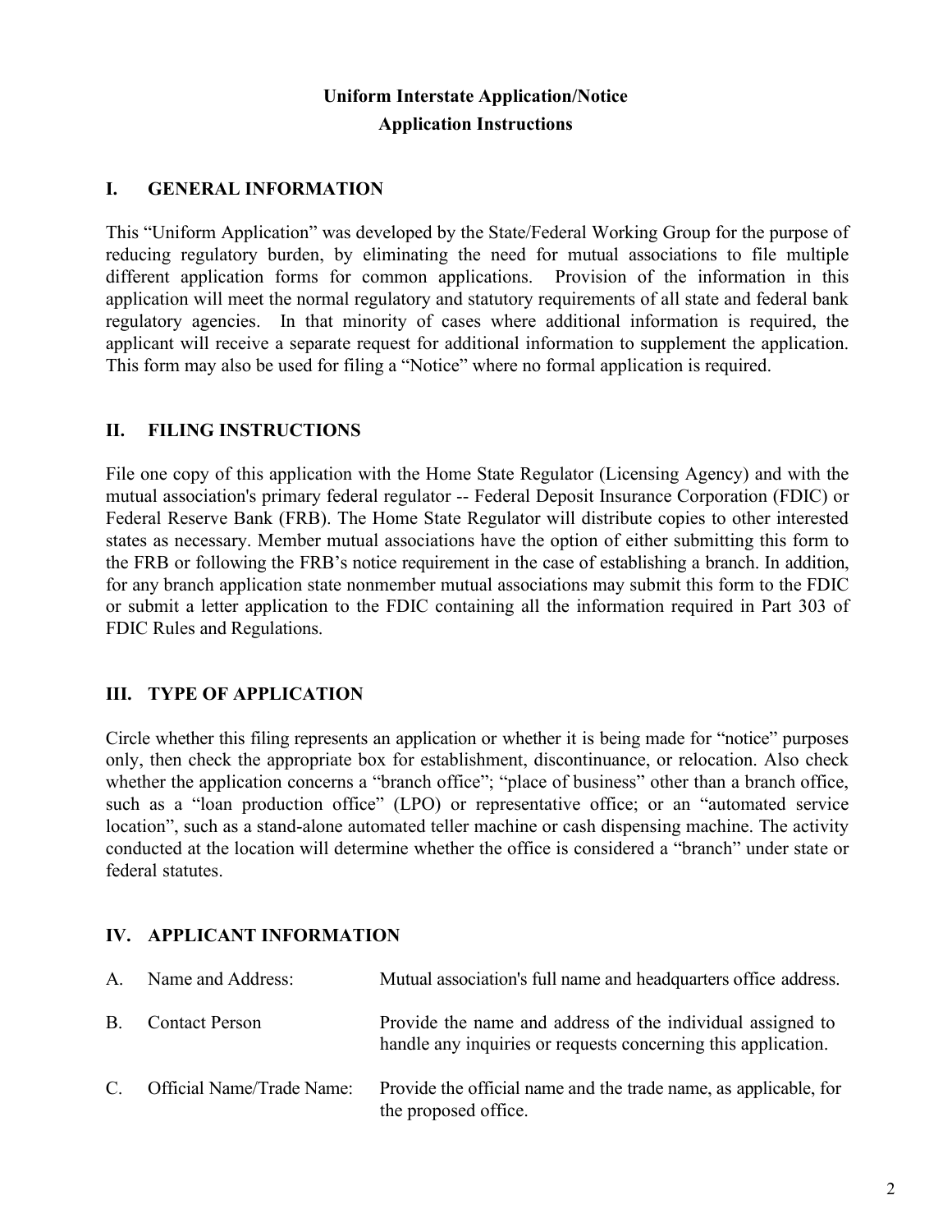# Uniform Interstate Application/Notice
## Application Instructions

## I. GENERAL INFORMATION

This "Uniform Application" was developed by the State/Federal Working Group for the purpose of reducing regulatory burden, by eliminating the need for mutual associations to file multiple different application forms for common applications. Provision of the information in this application will meet the normal regulatory and statutory requirements of all state and federal bank regulatory agencies. In that minority of cases where additional information is required, the applicant will receive a separate request for additional information to supplement the application. This form may also be used for filing a "Notice" where no formal application is required.

## II. FILING INSTRUCTIONS

File one copy of this application with the Home State Regulator (Licensing Agency) and with the mutual association's primary federal regulator -- Federal Deposit Insurance Corporation (FDIC) or Federal Reserve Bank (FRB). The Home State Regulator will distribute copies to other interested states as necessary. Member mutual associations have the option of either submitting this form to the FRB or following the FRB's notice requirement in the case of establishing a branch. In addition, for any branch application state nonmember mutual associations may submit this form to the FDIC or submit a letter application to the FDIC containing all the information required in Part 303 of FDIC Rules and Regulations.

## III. TYPE OF APPLICATION

Circle whether this filing represents an application or whether it is being made for "notice" purposes only, then check the appropriate box for establishment, discontinuance, or relocation. Also check whether the application concerns a "branch office"; "place of business" other than a branch office, such as a "loan production office" (LPO) or representative office; or an "automated service location", such as a stand-alone automated teller machine or cash dispensing machine. The activity conducted at the location will determine whether the office is considered a "branch" under state or federal statutes.

## IV. APPLICANT INFORMATION

| | | |
|---|---|---|
| A. | Name and Address: | Mutual association's full name and headquarters office address. |
| B. | Contact Person | Provide the name and address of the individual assigned to handle any inquiries or requests concerning this application. |
| C. | Official Name/Trade Name: | Provide the official name and the trade name, as applicable, for the proposed office. |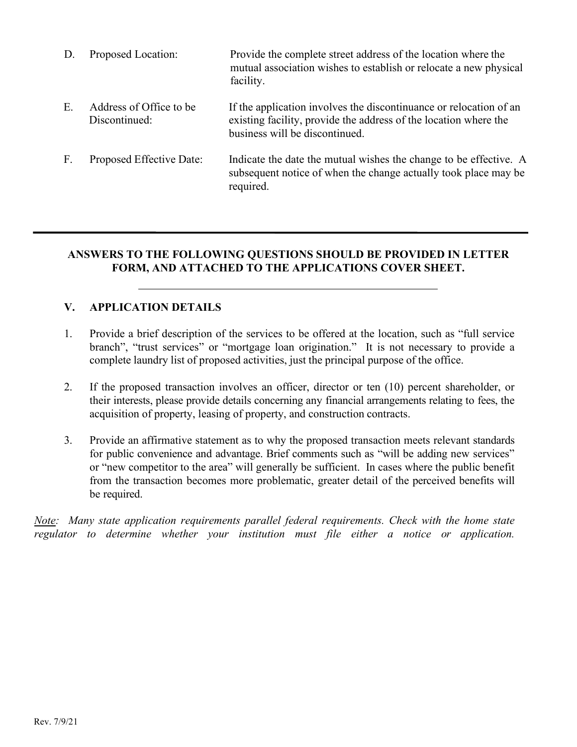| | | |
|---|---|---|
| D. | Proposed Location: | Provide the complete street address of the location where the mutual association wishes to establish or relocate a new physical facility. |
| E. | Address of Office to be Discontinued: | If the application involves the discontinuance or relocation of an existing facility, provide the address of the location where the business will be discontinued. |
| F. | Proposed Effective Date: | Indicate the date the mutual wishes the change to be effective. A subsequent notice of when the change actually took place may be required. |

---

**ANSWERS TO THE FOLLOWING QUESTIONS SHOULD BE PROVIDED IN LETTER FORM, AND ATTACHED TO THE APPLICATIONS COVER SHEET.**

---

## V. APPLICATION DETAILS

1. Provide a brief description of the services to be offered at the location, such as "full service branch", "trust services" or "mortgage loan origination." It is not necessary to provide a complete laundry list of proposed activities, just the principal purpose of the office.

2. If the proposed transaction involves an officer, director or ten (10) percent shareholder, or their interests, please provide details concerning any financial arrangements relating to fees, the acquisition of property, leasing of property, and construction contracts.

3. Provide an affirmative statement as to why the proposed transaction meets relevant standards for public convenience and advantage. Brief comments such as "will be adding new services" or "new competitor to the area" will generally be sufficient. In cases where the public benefit from the transaction becomes more problematic, greater detail of the perceived benefits will be required.

*<u>Note</u>: Many state application requirements parallel federal requirements. Check with the home state regulator to determine whether your institution must file either a notice or application.*

Rev. 7/9/21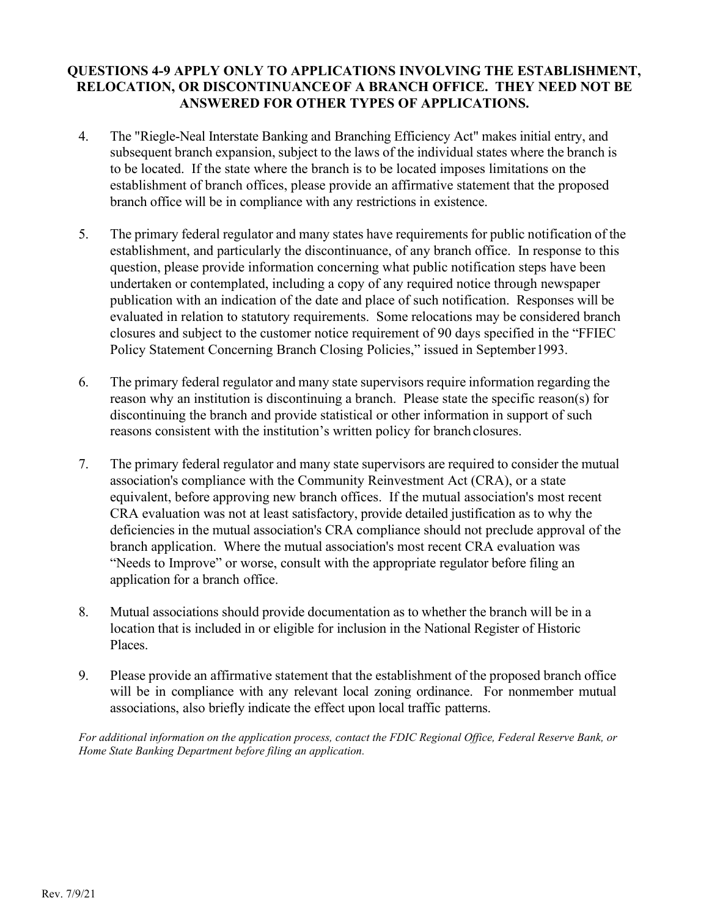**QUESTIONS 4-9 APPLY ONLY TO APPLICATIONS INVOLVING THE ESTABLISHMENT, RELOCATION, OR DISCONTINUANCE OF A BRANCH OFFICE. THEY NEED NOT BE ANSWERED FOR OTHER TYPES OF APPLICATIONS.**

4. The "Riegle-Neal Interstate Banking and Branching Efficiency Act" makes initial entry, and subsequent branch expansion, subject to the laws of the individual states where the branch is to be located. If the state where the branch is to be located imposes limitations on the establishment of branch offices, please provide an affirmative statement that the proposed branch office will be in compliance with any restrictions in existence.

5. The primary federal regulator and many states have requirements for public notification of the establishment, and particularly the discontinuance, of any branch office. In response to this question, please provide information concerning what public notification steps have been undertaken or contemplated, including a copy of any required notice through newspaper publication with an indication of the date and place of such notification. Responses will be evaluated in relation to statutory requirements. Some relocations may be considered branch closures and subject to the customer notice requirement of 90 days specified in the "FFIEC Policy Statement Concerning Branch Closing Policies," issued in September 1993.

6. The primary federal regulator and many state supervisors require information regarding the reason why an institution is discontinuing a branch. Please state the specific reason(s) for discontinuing the branch and provide statistical or other information in support of such reasons consistent with the institution's written policy for branch closures.

7. The primary federal regulator and many state supervisors are required to consider the mutual association's compliance with the Community Reinvestment Act (CRA), or a state equivalent, before approving new branch offices. If the mutual association's most recent CRA evaluation was not at least satisfactory, provide detailed justification as to why the deficiencies in the mutual association's CRA compliance should not preclude approval of the branch application. Where the mutual association's most recent CRA evaluation was "Needs to Improve" or worse, consult with the appropriate regulator before filing an application for a branch office.

8. Mutual associations should provide documentation as to whether the branch will be in a location that is included in or eligible for inclusion in the National Register of Historic Places.

9. Please provide an affirmative statement that the establishment of the proposed branch office will be in compliance with any relevant local zoning ordinance. For nonmember mutual associations, also briefly indicate the effect upon local traffic patterns.

*For additional information on the application process, contact the FDIC Regional Office, Federal Reserve Bank, or Home State Banking Department before filing an application.*

Rev. 7/9/21